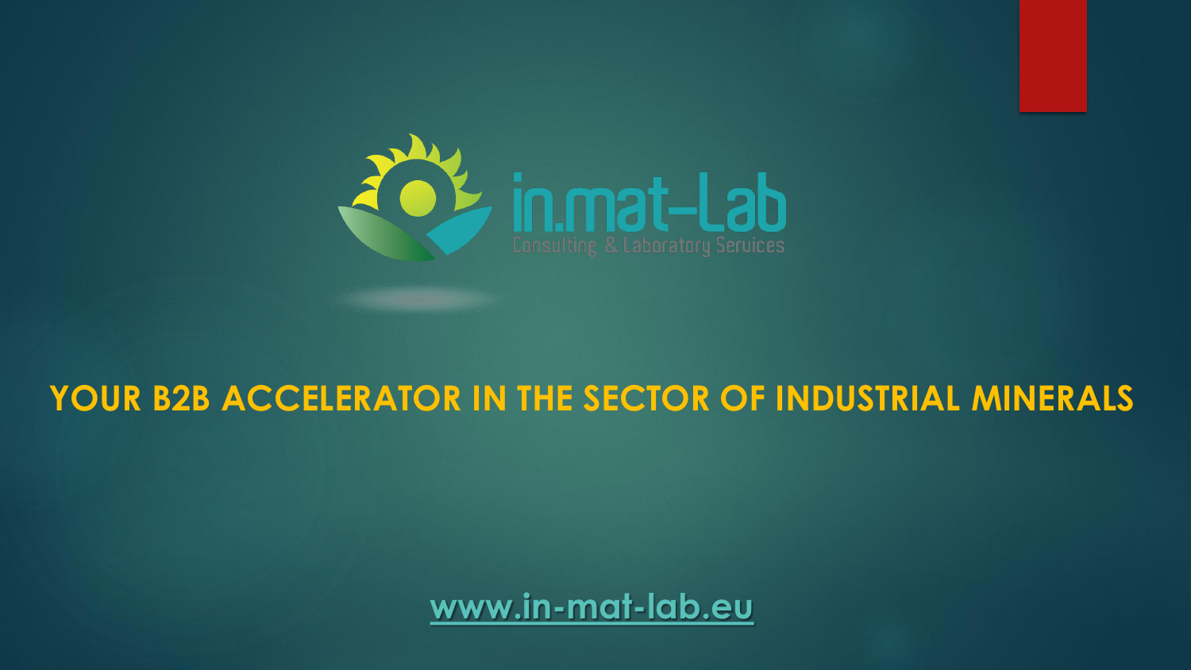# in.mat-Lab

Consulting & Laboratory Services

## YOUR B2B ACCELERATOR IN THE SECTOR OF INDUSTRIAL MINERALS

www.in-mat-lab.eu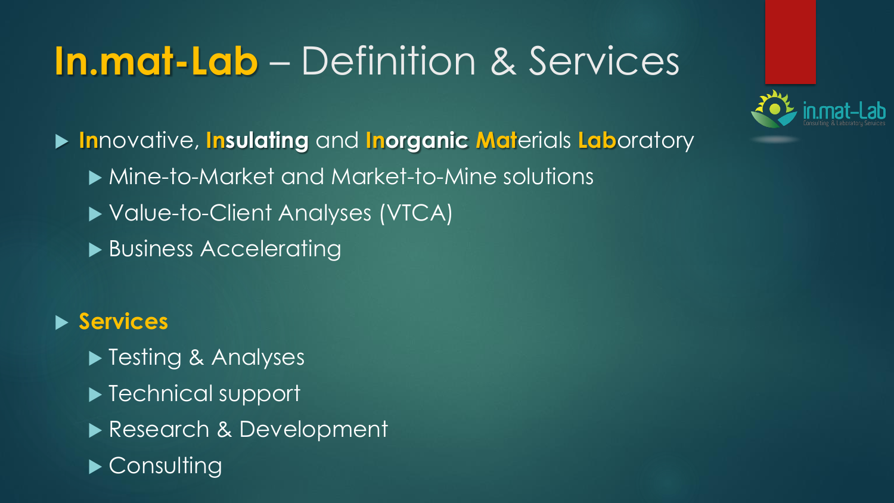# **In.mat-Lab** – Definition & Services

- **In**novative, **Insulating** and **Inorganic Mat**erials **Lab**oratory
  - Mine-to-Market and Market-to-Mine solutions
  - Value-to-Client Analyses (VTCA)
  - Business Accelerating

- **Services**
  - Testing & Analyses
  - Technical support
  - Research & Development
  - Consulting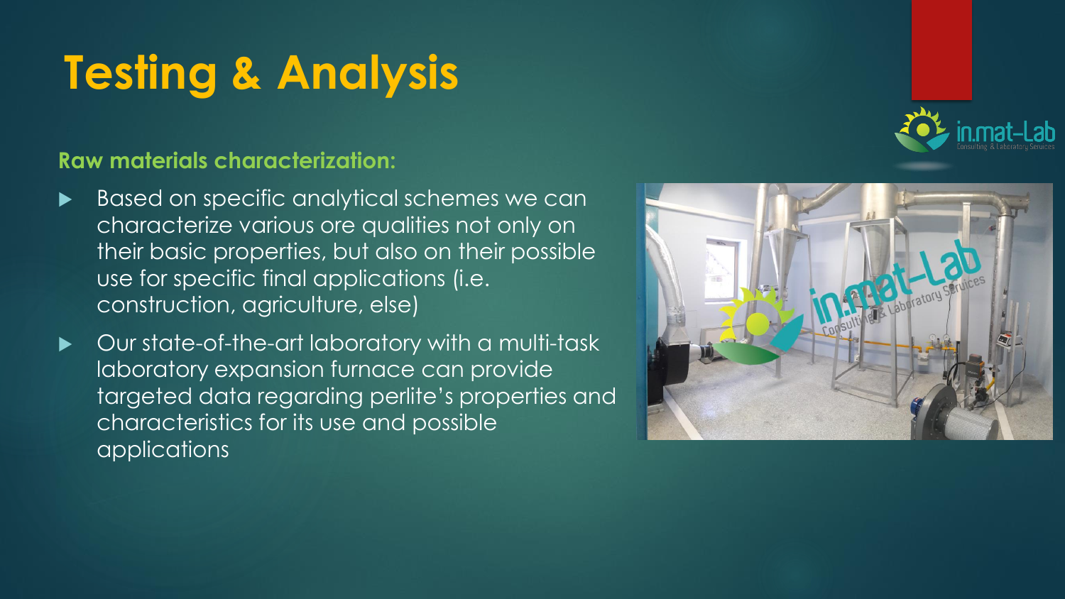# Testing & Analysis

**Raw materials characterization:**

- Based on specific analytical schemes we can characterize various ore qualities not only on their basic properties, but also on their possible use for specific final applications (i.e. construction, agriculture, else)
- Our state-of-the-art laboratory with a multi-task laboratory expansion furnace can provide targeted data regarding perlite's properties and characteristics for its use and possible applications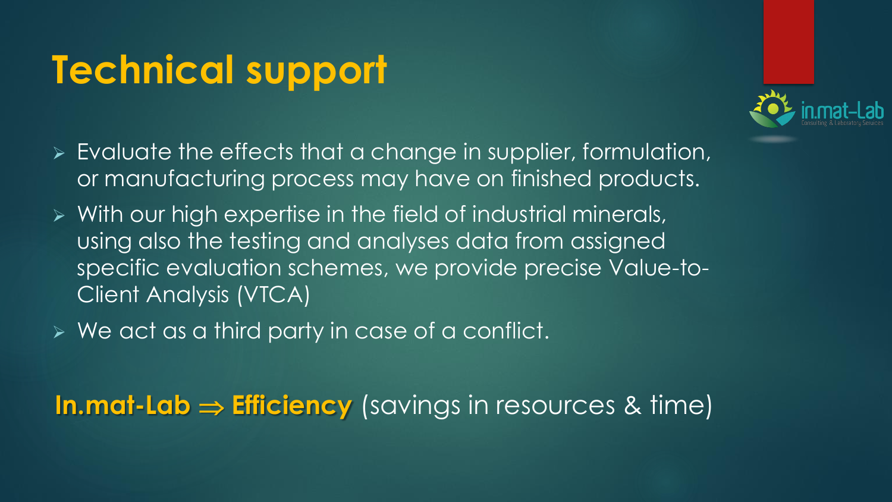# Technical support

- Evaluate the effects that a change in supplier, formulation, or manufacturing process may have on finished products.
- With our high expertise in the field of industrial minerals, using also the testing and analyses data from assigned specific evaluation schemes, we provide precise Value-to-Client Analysis (VTCA)
- We act as a third party in case of a conflict.

**In.mat-Lab ⇒ Efficiency** (savings in resources & time)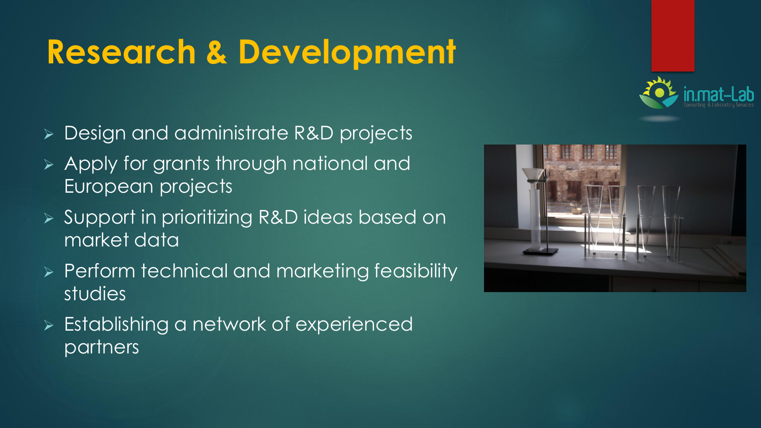# Research & Development

- Design and administrate R&D projects
- Apply for grants through national and European projects
- Support in prioritizing R&D ideas based on market data
- Perform technical and marketing feasibility studies
- Establishing a network of experienced partners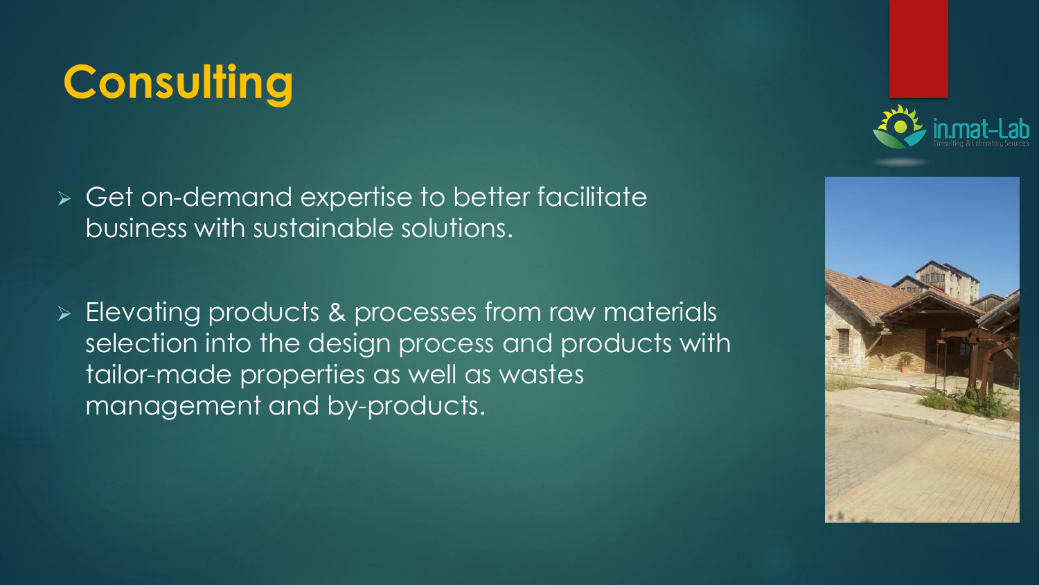# Consulting

- Get on-demand expertise to better facilitate business with sustainable solutions.

- Elevating products & processes from raw materials selection into the design process and products with tailor-made properties as well as wastes management and by-products.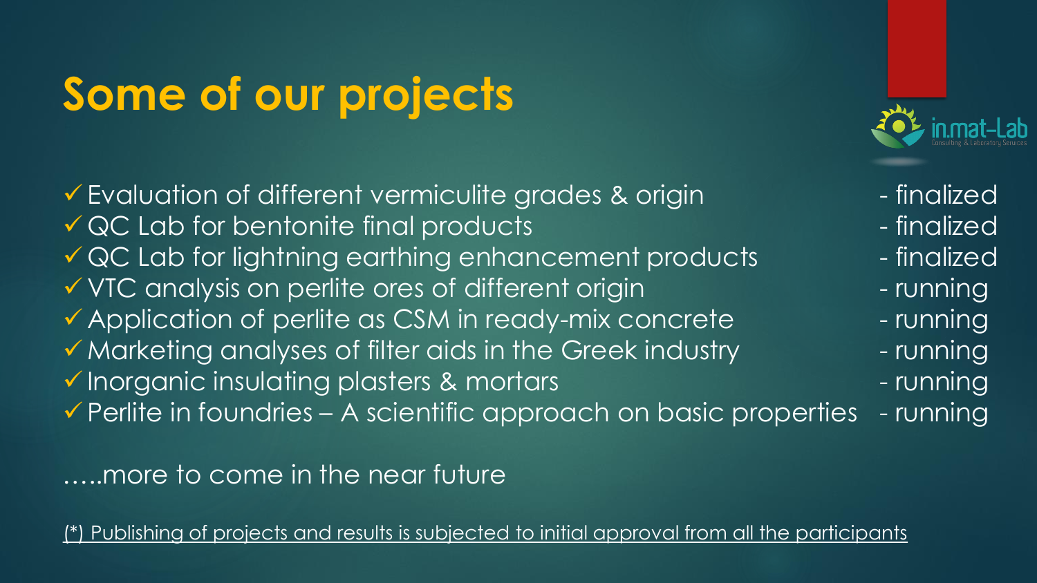# Some of our projects

- ✓ Evaluation of different vermiculite grades & origin - finalized
- ✓ QC Lab for bentonite final products - finalized
- ✓ QC Lab for lightning earthing enhancement products - finalized
- ✓ VTC analysis on perlite ores of different origin - running
- ✓ Application of perlite as CSM in ready-mix concrete - running
- ✓ Marketing analyses of filter aids in the Greek industry - running
- ✓ Inorganic insulating plasters & mortars - running
- ✓ Perlite in foundries – A scientific approach on basic properties - running

…..more to come in the near future

(*) Publishing of projects and results is subjected to initial approval from all the participants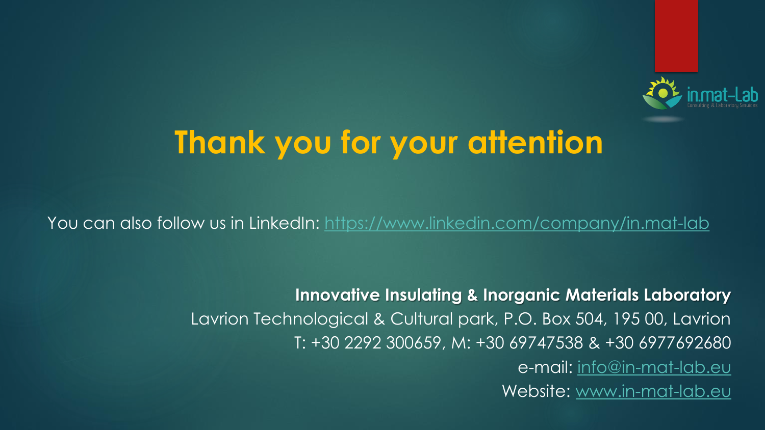# Thank you for your attention

You can also follow us in LinkedIn: https://www.linkedin.com/company/in.mat-lab

**Innovative Insulating & Inorganic Materials Laboratory**
Lavrion Technological & Cultural park, P.O. Box 504, 195 00, Lavrion
T: +30 2292 300659, M: +30 69747538 & +30 6977692680
e-mail: info@in-mat-lab.eu
Website: www.in-mat-lab.eu